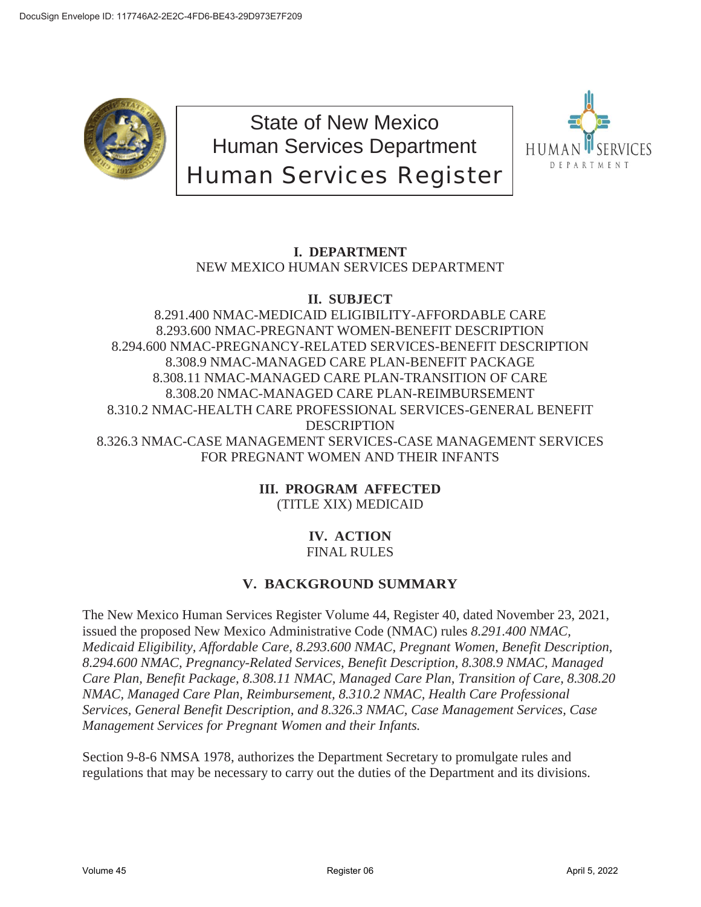# State of New Mexico
# Human Services Department
# Human Services Register

## I. DEPARTMENT

NEW MEXICO HUMAN SERVICES DEPARTMENT

## II. SUBJECT

8.291.400 NMAC-MEDICAID ELIGIBILITY-AFFORDABLE CARE
8.293.600 NMAC-PREGNANT WOMEN-BENEFIT DESCRIPTION
8.294.600 NMAC-PREGNANCY-RELATED SERVICES-BENEFIT DESCRIPTION
8.308.9 NMAC-MANAGED CARE PLAN-BENEFIT PACKAGE
8.308.11 NMAC-MANAGED CARE PLAN-TRANSITION OF CARE
8.308.20 NMAC-MANAGED CARE PLAN-REIMBURSEMENT
8.310.2 NMAC-HEALTH CARE PROFESSIONAL SERVICES-GENERAL BENEFIT DESCRIPTION
8.326.3 NMAC-CASE MANAGEMENT SERVICES-CASE MANAGEMENT SERVICES FOR PREGNANT WOMEN AND THEIR INFANTS

## III. PROGRAM AFFECTED

(TITLE XIX) MEDICAID

## IV. ACTION

FINAL RULES

## V. BACKGROUND SUMMARY

The New Mexico Human Services Register Volume 44, Register 40, dated November 23, 2021, issued the proposed New Mexico Administrative Code (NMAC) rules *8.291.400 NMAC, Medicaid Eligibility, Affordable Care, 8.293.600 NMAC, Pregnant Women, Benefit Description, 8.294.600 NMAC, Pregnancy-Related Services, Benefit Description, 8.308.9 NMAC, Managed Care Plan, Benefit Package, 8.308.11 NMAC, Managed Care Plan, Transition of Care, 8.308.20 NMAC, Managed Care Plan, Reimbursement, 8.310.2 NMAC, Health Care Professional Services, General Benefit Description, and 8.326.3 NMAC, Case Management Services, Case Management Services for Pregnant Women and their Infants.*

Section 9-8-6 NMSA 1978, authorizes the Department Secretary to promulgate rules and regulations that may be necessary to carry out the duties of the Department and its divisions.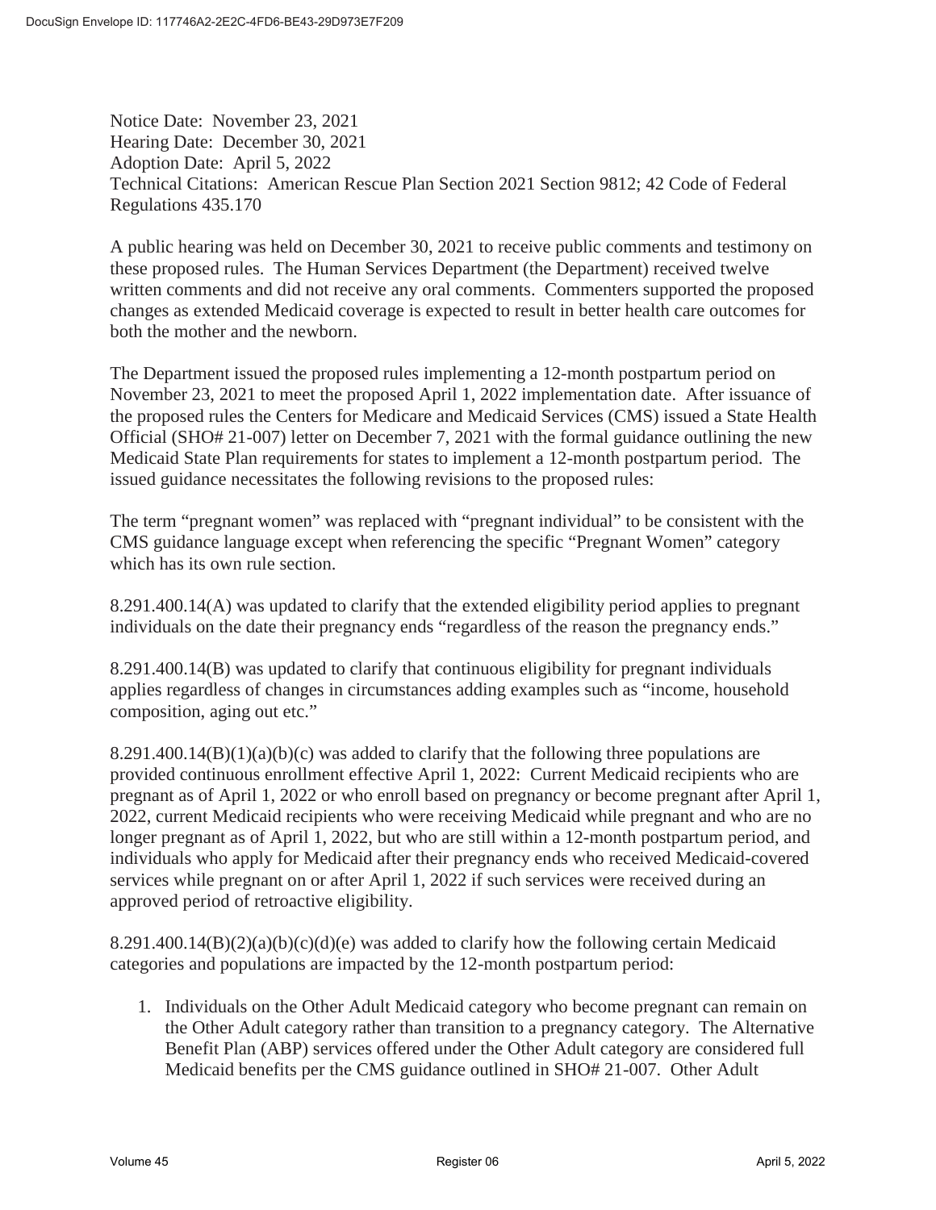Notice Date: November 23, 2021
Hearing Date: December 30, 2021
Adoption Date: April 5, 2022
Technical Citations: American Rescue Plan Section 2021 Section 9812; 42 Code of Federal Regulations 435.170

A public hearing was held on December 30, 2021 to receive public comments and testimony on these proposed rules. The Human Services Department (the Department) received twelve written comments and did not receive any oral comments. Commenters supported the proposed changes as extended Medicaid coverage is expected to result in better health care outcomes for both the mother and the newborn.

The Department issued the proposed rules implementing a 12-month postpartum period on November 23, 2021 to meet the proposed April 1, 2022 implementation date. After issuance of the proposed rules the Centers for Medicare and Medicaid Services (CMS) issued a State Health Official (SHO# 21-007) letter on December 7, 2021 with the formal guidance outlining the new Medicaid State Plan requirements for states to implement a 12-month postpartum period. The issued guidance necessitates the following revisions to the proposed rules:

The term "pregnant women" was replaced with "pregnant individual" to be consistent with the CMS guidance language except when referencing the specific "Pregnant Women" category which has its own rule section.

8.291.400.14(A) was updated to clarify that the extended eligibility period applies to pregnant individuals on the date their pregnancy ends "regardless of the reason the pregnancy ends."

8.291.400.14(B) was updated to clarify that continuous eligibility for pregnant individuals applies regardless of changes in circumstances adding examples such as "income, household composition, aging out etc."

8.291.400.14(B)(1)(a)(b)(c) was added to clarify that the following three populations are provided continuous enrollment effective April 1, 2022: Current Medicaid recipients who are pregnant as of April 1, 2022 or who enroll based on pregnancy or become pregnant after April 1, 2022, current Medicaid recipients who were receiving Medicaid while pregnant and who are no longer pregnant as of April 1, 2022, but who are still within a 12-month postpartum period, and individuals who apply for Medicaid after their pregnancy ends who received Medicaid-covered services while pregnant on or after April 1, 2022 if such services were received during an approved period of retroactive eligibility.

8.291.400.14(B)(2)(a)(b)(c)(d)(e) was added to clarify how the following certain Medicaid categories and populations are impacted by the 12-month postpartum period:

1. Individuals on the Other Adult Medicaid category who become pregnant can remain on the Other Adult category rather than transition to a pregnancy category. The Alternative Benefit Plan (ABP) services offered under the Other Adult category are considered full Medicaid benefits per the CMS guidance outlined in SHO# 21-007. Other Adult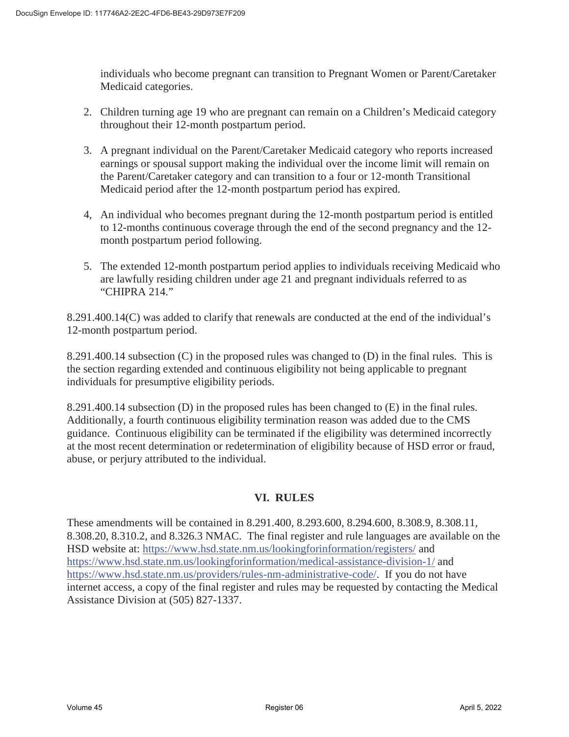individuals who become pregnant can transition to Pregnant Women or Parent/Caretaker Medicaid categories.

2. Children turning age 19 who are pregnant can remain on a Children's Medicaid category throughout their 12-month postpartum period.

3. A pregnant individual on the Parent/Caretaker Medicaid category who reports increased earnings or spousal support making the individual over the income limit will remain on the Parent/Caretaker category and can transition to a four or 12-month Transitional Medicaid period after the 12-month postpartum period has expired.

4, An individual who becomes pregnant during the 12-month postpartum period is entitled to 12-months continuous coverage through the end of the second pregnancy and the 12-month postpartum period following.

5. The extended 12-month postpartum period applies to individuals receiving Medicaid who are lawfully residing children under age 21 and pregnant individuals referred to as "CHIPRA 214."

8.291.400.14(C) was added to clarify that renewals are conducted at the end of the individual's 12-month postpartum period.

8.291.400.14 subsection (C) in the proposed rules was changed to (D) in the final rules. This is the section regarding extended and continuous eligibility not being applicable to pregnant individuals for presumptive eligibility periods.

8.291.400.14 subsection (D) in the proposed rules has been changed to (E) in the final rules. Additionally, a fourth continuous eligibility termination reason was added due to the CMS guidance. Continuous eligibility can be terminated if the eligibility was determined incorrectly at the most recent determination or redetermination of eligibility because of HSD error or fraud, abuse, or perjury attributed to the individual.

## VI. RULES

These amendments will be contained in 8.291.400, 8.293.600, 8.294.600, 8.308.9, 8.308.11, 8.308.20, 8.310.2, and 8.326.3 NMAC. The final register and rule languages are available on the HSD website at: https://www.hsd.state.nm.us/lookingforinformation/registers/ and https://www.hsd.state.nm.us/lookingforinformation/medical-assistance-division-1/ and https://www.hsd.state.nm.us/providers/rules-nm-administrative-code/. If you do not have internet access, a copy of the final register and rules may be requested by contacting the Medical Assistance Division at (505) 827-1337.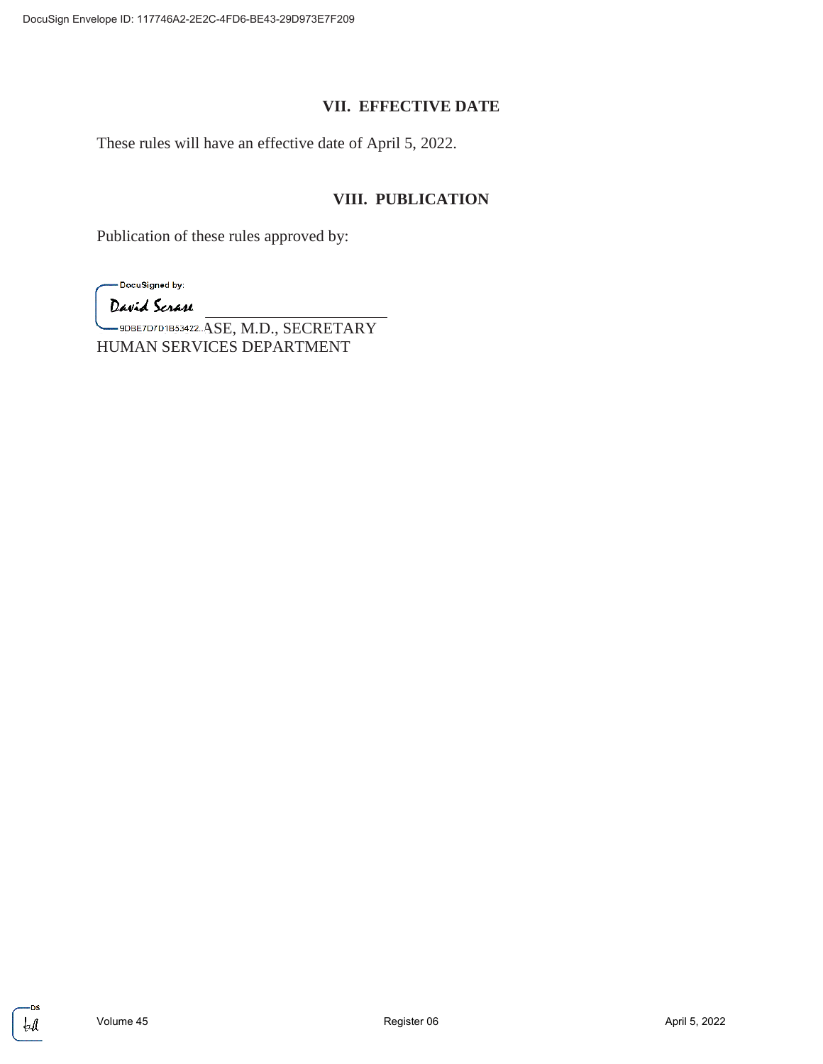## VII. EFFECTIVE DATE

These rules will have an effective date of April 5, 2022.

## VIII. PUBLICATION

Publication of these rules approved by:

DocuSigned by:
David Scrase
9DBE7D7D1B53422...ASE, M.D., SECRETARY
HUMAN SERVICES DEPARTMENT